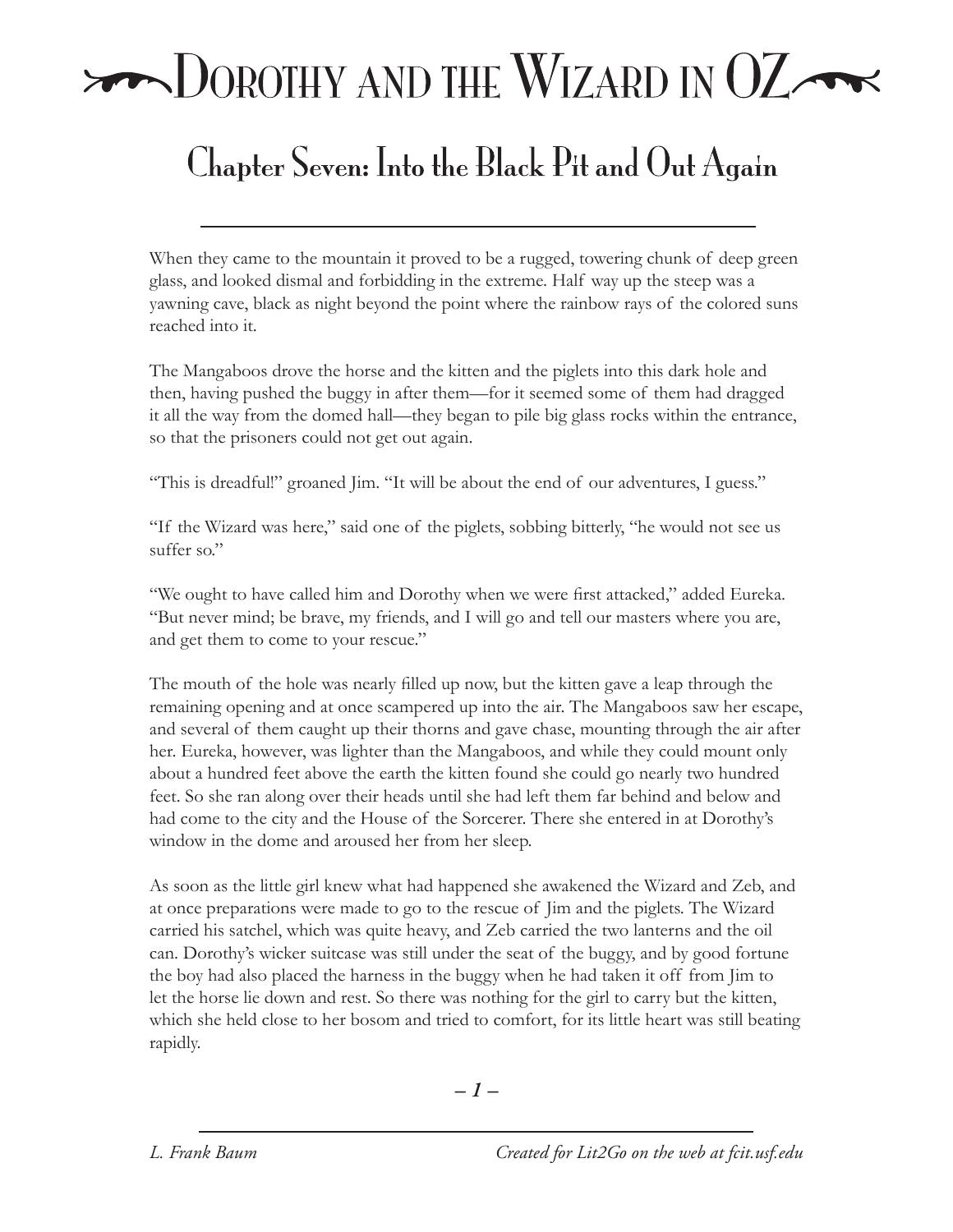# Dorothy and the Wizard in OZ

## Chapter Seven: Into the Black Pit and Out Again

When they came to the mountain it proved to be a rugged, towering chunk of deep green glass, and looked dismal and forbidding in the extreme. Half way up the steep was a yawning cave, black as night beyond the point where the rainbow rays of the colored suns reached into it.

The Mangaboos drove the horse and the kitten and the piglets into this dark hole and then, having pushed the buggy in after them—for it seemed some of them had dragged it all the way from the domed hall—they began to pile big glass rocks within the entrance, so that the prisoners could not get out again.

"This is dreadful!" groaned Jim. "It will be about the end of our adventures, I guess."

"If the Wizard was here," said one of the piglets, sobbing bitterly, "he would not see us suffer so."

"We ought to have called him and Dorothy when we were first attacked," added Eureka. "But never mind; be brave, my friends, and I will go and tell our masters where you are, and get them to come to your rescue."

The mouth of the hole was nearly filled up now, but the kitten gave a leap through the remaining opening and at once scampered up into the air. The Mangaboos saw her escape, and several of them caught up their thorns and gave chase, mounting through the air after her. Eureka, however, was lighter than the Mangaboos, and while they could mount only about a hundred feet above the earth the kitten found she could go nearly two hundred feet. So she ran along over their heads until she had left them far behind and below and had come to the city and the House of the Sorcerer. There she entered in at Dorothy's window in the dome and aroused her from her sleep.

As soon as the little girl knew what had happened she awakened the Wizard and Zeb, and at once preparations were made to go to the rescue of Jim and the piglets. The Wizard carried his satchel, which was quite heavy, and Zeb carried the two lanterns and the oil can. Dorothy's wicker suitcase was still under the seat of the buggy, and by good fortune the boy had also placed the harness in the buggy when he had taken it off from Jim to let the horse lie down and rest. So there was nothing for the girl to carry but the kitten, which she held close to her bosom and tried to comfort, for its little heart was still beating rapidly.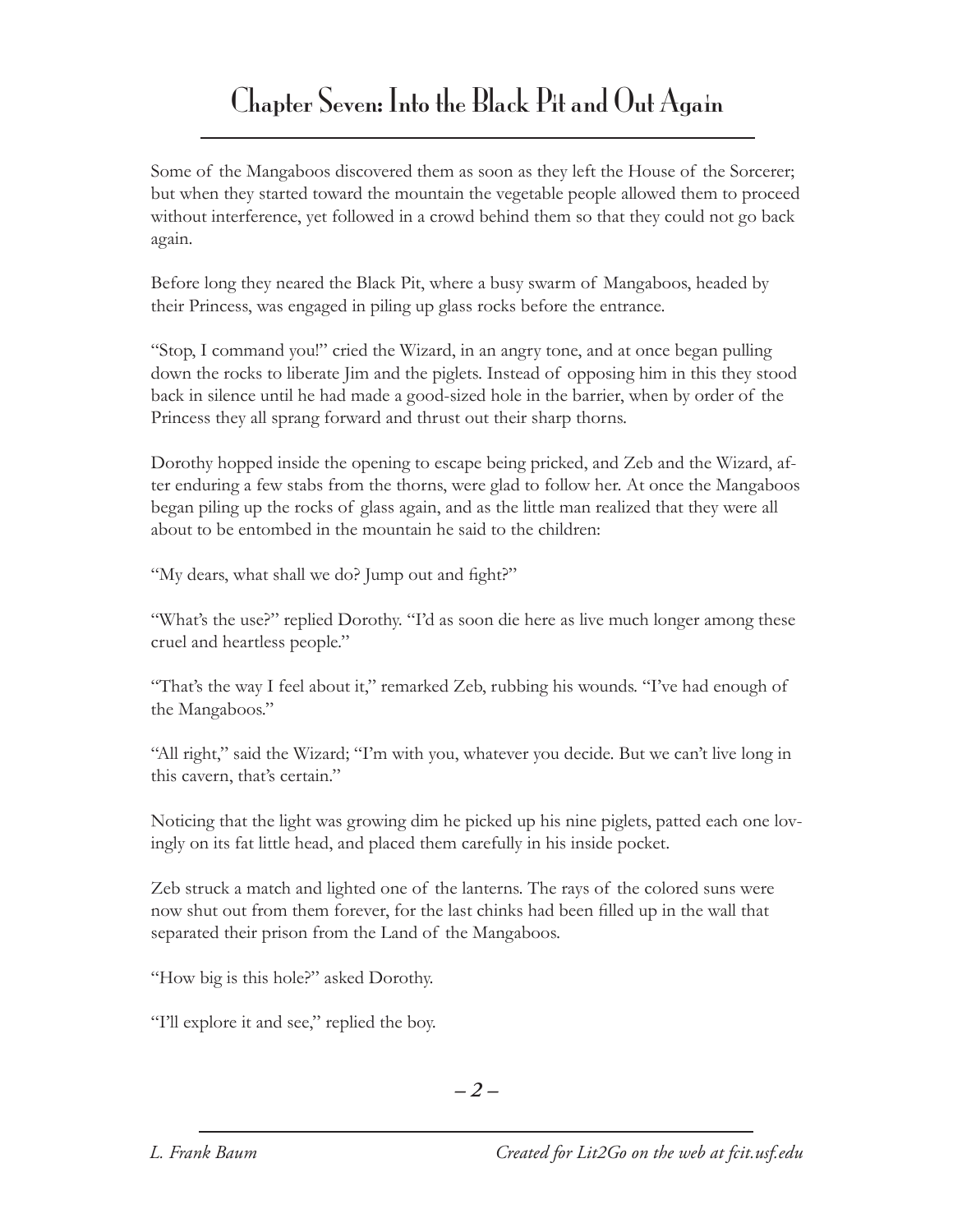# Chapter Seven: Into the Black Pit and Out Again

Some of the Mangaboos discovered them as soon as they left the House of the Sorcerer; but when they started toward the mountain the vegetable people allowed them to proceed without interference, yet followed in a crowd behind them so that they could not go back again.

Before long they neared the Black Pit, where a busy swarm of Mangaboos, headed by their Princess, was engaged in piling up glass rocks before the entrance.

"Stop, I command you!" cried the Wizard, in an angry tone, and at once began pulling down the rocks to liberate Jim and the piglets. Instead of opposing him in this they stood back in silence until he had made a good-sized hole in the barrier, when by order of the Princess they all sprang forward and thrust out their sharp thorns.

Dorothy hopped inside the opening to escape being pricked, and Zeb and the Wizard, after enduring a few stabs from the thorns, were glad to follow her. At once the Mangaboos began piling up the rocks of glass again, and as the little man realized that they were all about to be entombed in the mountain he said to the children:

"My dears, what shall we do? Jump out and fight?"

"What's the use?" replied Dorothy. "I'd as soon die here as live much longer among these cruel and heartless people."

"That's the way I feel about it," remarked Zeb, rubbing his wounds. "I've had enough of the Mangaboos."

"All right," said the Wizard; "I'm with you, whatever you decide. But we can't live long in this cavern, that's certain."

Noticing that the light was growing dim he picked up his nine piglets, patted each one lovingly on its fat little head, and placed them carefully in his inside pocket.

Zeb struck a match and lighted one of the lanterns. The rays of the colored suns were now shut out from them forever, for the last chinks had been filled up in the wall that separated their prison from the Land of the Mangaboos.

"How big is this hole?" asked Dorothy.

"I'll explore it and see," replied the boy.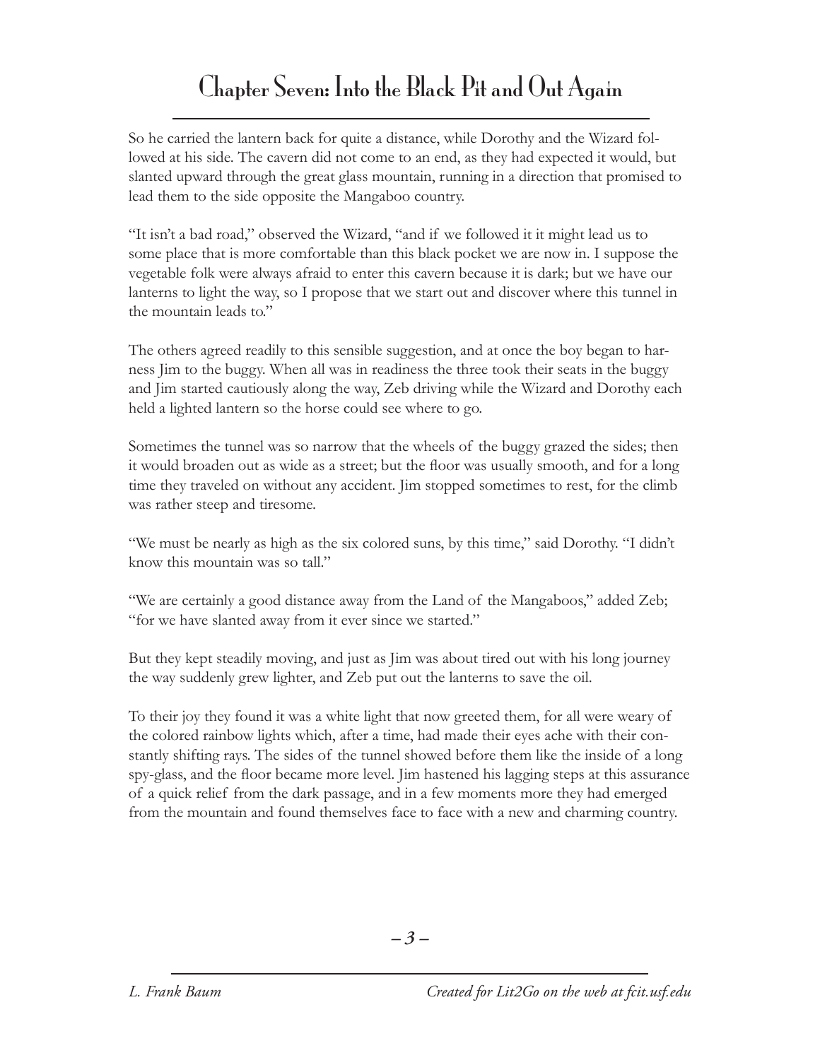# Chapter Seven: Into the Black Pit and Out Again

So he carried the lantern back for quite a distance, while Dorothy and the Wizard followed at his side. The cavern did not come to an end, as they had expected it would, but slanted upward through the great glass mountain, running in a direction that promised to lead them to the side opposite the Mangaboo country.

"It isn't a bad road," observed the Wizard, "and if we followed it it might lead us to some place that is more comfortable than this black pocket we are now in. I suppose the vegetable folk were always afraid to enter this cavern because it is dark; but we have our lanterns to light the way, so I propose that we start out and discover where this tunnel in the mountain leads to."

The others agreed readily to this sensible suggestion, and at once the boy began to harness Jim to the buggy. When all was in readiness the three took their seats in the buggy and Jim started cautiously along the way, Zeb driving while the Wizard and Dorothy each held a lighted lantern so the horse could see where to go.

Sometimes the tunnel was so narrow that the wheels of the buggy grazed the sides; then it would broaden out as wide as a street; but the floor was usually smooth, and for a long time they traveled on without any accident. Jim stopped sometimes to rest, for the climb was rather steep and tiresome.

"We must be nearly as high as the six colored suns, by this time," said Dorothy. "I didn't know this mountain was so tall."

"We are certainly a good distance away from the Land of the Mangaboos," added Zeb; "for we have slanted away from it ever since we started."

But they kept steadily moving, and just as Jim was about tired out with his long journey the way suddenly grew lighter, and Zeb put out the lanterns to save the oil.

To their joy they found it was a white light that now greeted them, for all were weary of the colored rainbow lights which, after a time, had made their eyes ache with their constantly shifting rays. The sides of the tunnel showed before them like the inside of a long spy-glass, and the floor became more level. Jim hastened his lagging steps at this assurance of a quick relief from the dark passage, and in a few moments more they had emerged from the mountain and found themselves face to face with a new and charming country.